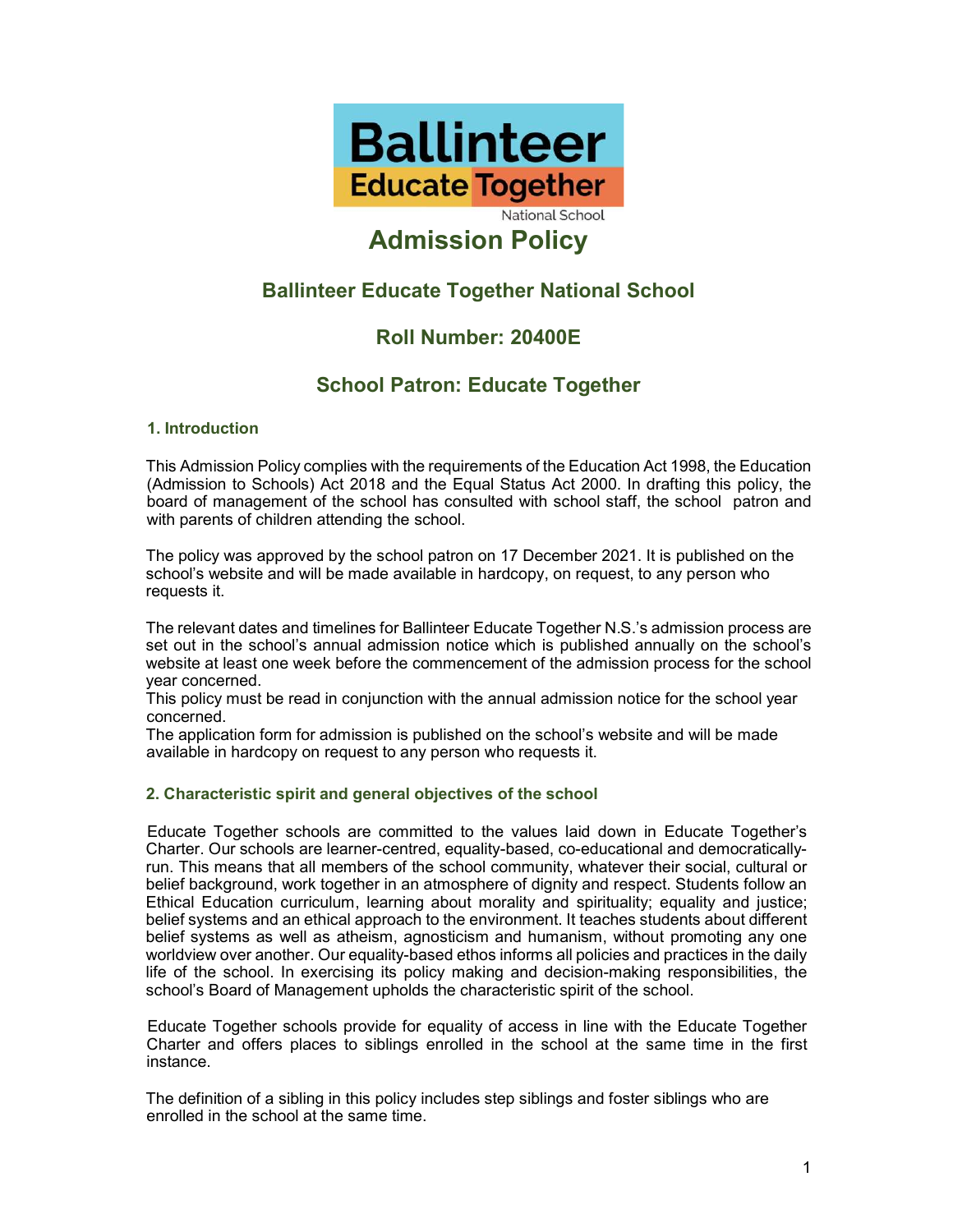Ballinteer Educate Together National School

# Admission Policy

## Ballinteer Educate Together National School

## Roll Number: 20400E

## School Patron: Educate Together

### 1. Introduction

This Admission Policy complies with the requirements of the Education Act 1998, the Education (Admission to Schools) Act 2018 and the Equal Status Act 2000. In drafting this policy, the board of management of the school has consulted with school staff, the school patron and with parents of children attending the school.

The policy was approved by the school patron on 17 December 2021. It is published on the school's website and will be made available in hardcopy, on request, to any person who requests it.

The relevant dates and timelines for Ballinteer Educate Together N.S.'s admission process are set out in the school's annual admission notice which is published annually on the school's website at least one week before the commencement of the admission process for the school year concerned.
This policy must be read in conjunction with the annual admission notice for the school year concerned.
The application form for admission is published on the school's website and will be made available in hardcopy on request to any person who requests it.

### 2. Characteristic spirit and general objectives of the school

Educate Together schools are committed to the values laid down in Educate Together's Charter. Our schools are learner-centred, equality-based, co-educational and democratically-run. This means that all members of the school community, whatever their social, cultural or belief background, work together in an atmosphere of dignity and respect. Students follow an Ethical Education curriculum, learning about morality and spirituality; equality and justice; belief systems and an ethical approach to the environment. It teaches students about different belief systems as well as atheism, agnosticism and humanism, without promoting any one worldview over another. Our equality-based ethos informs all policies and practices in the daily life of the school. In exercising its policy making and decision-making responsibilities, the school's Board of Management upholds the characteristic spirit of the school.

Educate Together schools provide for equality of access in line with the Educate Together Charter and offers places to siblings enrolled in the school at the same time in the first instance.

The definition of a sibling in this policy includes step siblings and foster siblings who are enrolled in the school at the same time.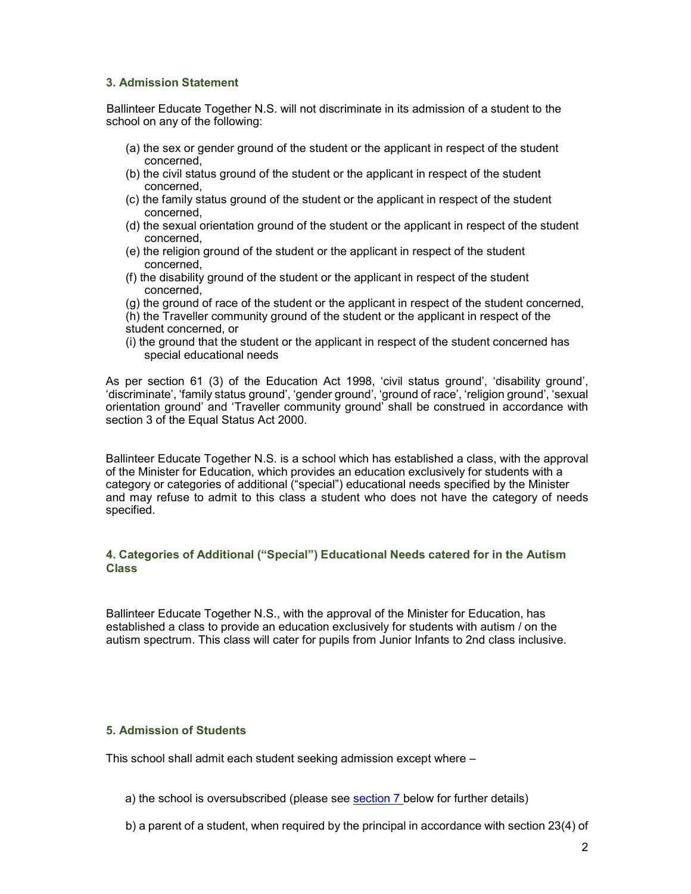## 3. Admission Statement

Ballinteer Educate Together N.S. will not discriminate in its admission of a student to the school on any of the following:

(a) the sex or gender ground of the student or the applicant in respect of the student concerned,
(b) the civil status ground of the student or the applicant in respect of the student concerned,
(c) the family status ground of the student or the applicant in respect of the student concerned,
(d) the sexual orientation ground of the student or the applicant in respect of the student concerned,
(e) the religion ground of the student or the applicant in respect of the student concerned,
(f) the disability ground of the student or the applicant in respect of the student concerned,
(g) the ground of race of the student or the applicant in respect of the student concerned,
(h) the Traveller community ground of the student or the applicant in respect of the student concerned, or
(i) the ground that the student or the applicant in respect of the student concerned has special educational needs

As per section 61 (3) of the Education Act 1998, 'civil status ground', 'disability ground', 'discriminate', 'family status ground', 'gender ground', 'ground of race', 'religion ground', 'sexual orientation ground' and 'Traveller community ground' shall be construed in accordance with section 3 of the Equal Status Act 2000.

Ballinteer Educate Together N.S. is a school which has established a class, with the approval of the Minister for Education, which provides an education exclusively for students with a category or categories of additional ("special") educational needs specified by the Minister and may refuse to admit to this class a student who does not have the category of needs specified.

## 4. Categories of Additional ("Special") Educational Needs catered for in the Autism Class

Ballinteer Educate Together N.S., with the approval of the Minister for Education, has established a class to provide an education exclusively for students with autism / on the autism spectrum. This class will cater for pupils from Junior Infants to 2nd class inclusive.

## 5. Admission of Students

This school shall admit each student seeking admission except where –

a) the school is oversubscribed (please see section 7 below for further details)

b) a parent of a student, when required by the principal in accordance with section 23(4) of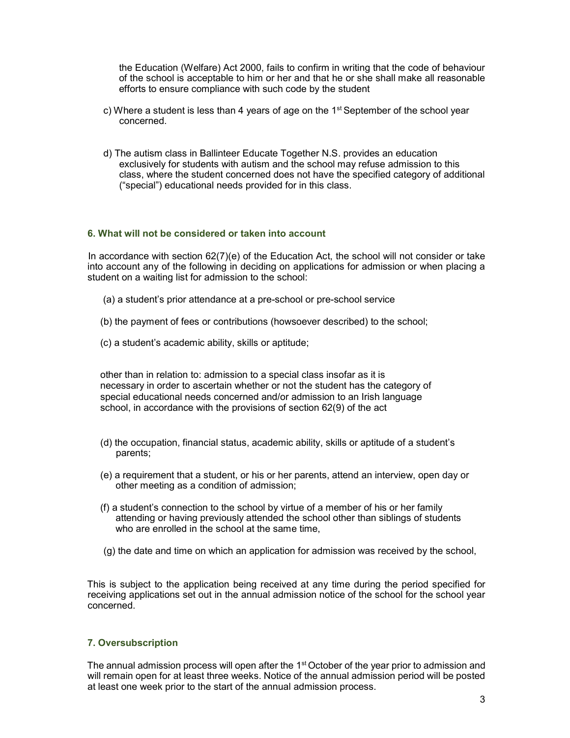the Education (Welfare) Act 2000, fails to confirm in writing that the code of behaviour of the school is acceptable to him or her and that he or she shall make all reasonable efforts to ensure compliance with such code by the student

c) Where a student is less than 4 years of age on the 1st September of the school year concerned.

d) The autism class in Ballinteer Educate Together N.S. provides an education exclusively for students with autism and the school may refuse admission to this class, where the student concerned does not have the specified category of additional ("special") educational needs provided for in this class.

## 6. What will not be considered or taken into account

In accordance with section 62(7)(e) of the Education Act, the school will not consider or take into account any of the following in deciding on applications for admission or when placing a student on a waiting list for admission to the school:

(a) a student's prior attendance at a pre-school or pre-school service

(b) the payment of fees or contributions (howsoever described) to the school;

(c) a student's academic ability, skills or aptitude;

other than in relation to: admission to a special class insofar as it is necessary in order to ascertain whether or not the student has the category of special educational needs concerned and/or admission to an Irish language school, in accordance with the provisions of section 62(9) of the act

(d) the occupation, financial status, academic ability, skills or aptitude of a student's parents;

(e) a requirement that a student, or his or her parents, attend an interview, open day or other meeting as a condition of admission;

(f) a student's connection to the school by virtue of a member of his or her family attending or having previously attended the school other than siblings of students who are enrolled in the school at the same time,

(g) the date and time on which an application for admission was received by the school,

This is subject to the application being received at any time during the period specified for receiving applications set out in the annual admission notice of the school for the school year concerned.

## 7. Oversubscription

The annual admission process will open after the 1st October of the year prior to admission and will remain open for at least three weeks. Notice of the annual admission period will be posted at least one week prior to the start of the annual admission process.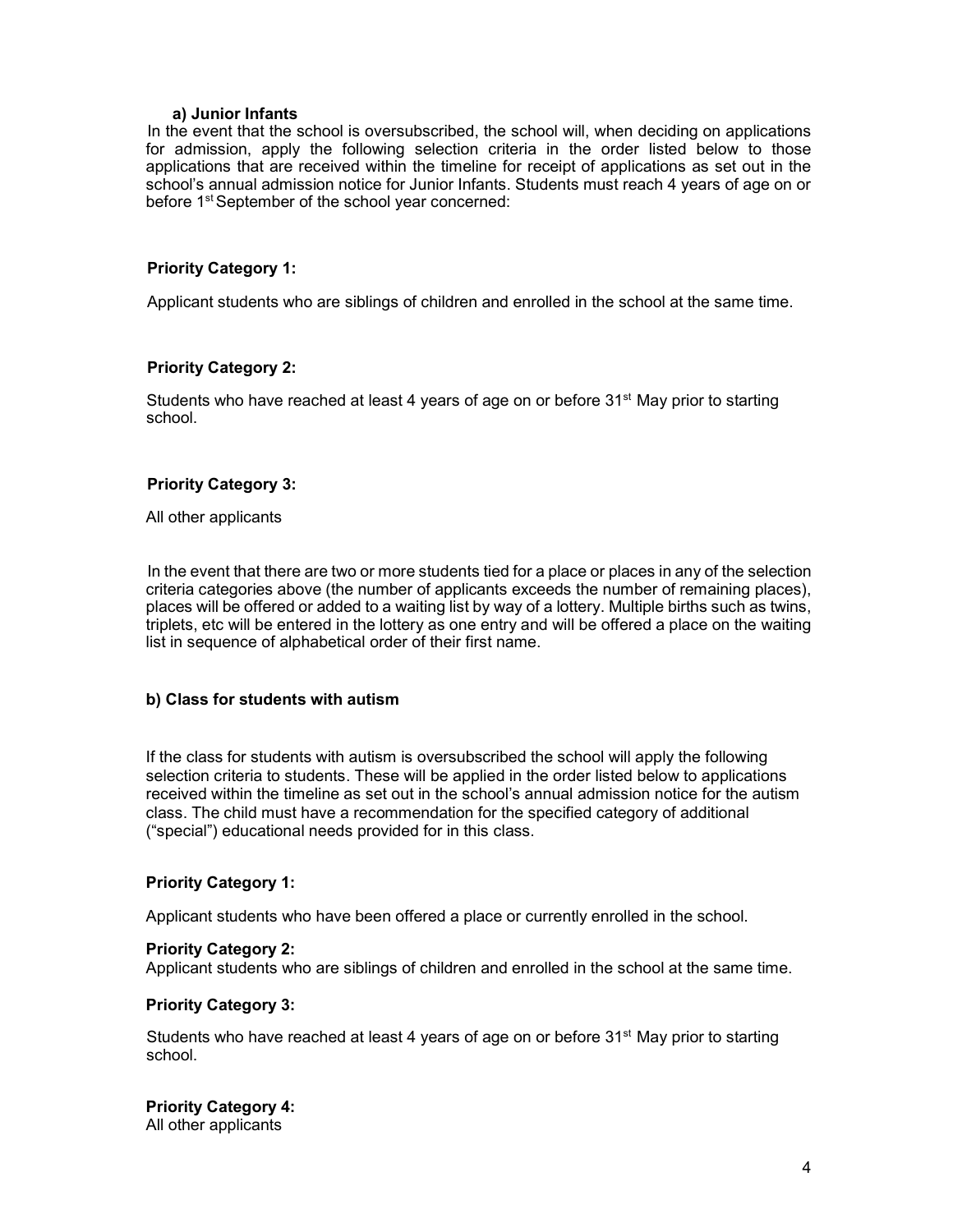### a) Junior Infants

In the event that the school is oversubscribed, the school will, when deciding on applications for admission, apply the following selection criteria in the order listed below to those applications that are received within the timeline for receipt of applications as set out in the school's annual admission notice for Junior Infants. Students must reach 4 years of age on or before 1st September of the school year concerned:

**Priority Category 1:**

Applicant students who are siblings of children and enrolled in the school at the same time.

**Priority Category 2:**

Students who have reached at least 4 years of age on or before 31st May prior to starting school.

**Priority Category 3:**

All other applicants

In the event that there are two or more students tied for a place or places in any of the selection criteria categories above (the number of applicants exceeds the number of remaining places), places will be offered or added to a waiting list by way of a lottery. Multiple births such as twins, triplets, etc will be entered in the lottery as one entry and will be offered a place on the waiting list in sequence of alphabetical order of their first name.

### b) Class for students with autism

If the class for students with autism is oversubscribed the school will apply the following selection criteria to students. These will be applied in the order listed below to applications received within the timeline as set out in the school's annual admission notice for the autism class. The child must have a recommendation for the specified category of additional ("special") educational needs provided for in this class.

**Priority Category 1:**

Applicant students who have been offered a place or currently enrolled in the school.

**Priority Category 2:**
Applicant students who are siblings of children and enrolled in the school at the same time.

**Priority Category 3:**

Students who have reached at least 4 years of age on or before 31st May prior to starting school.

**Priority Category 4:**
All other applicants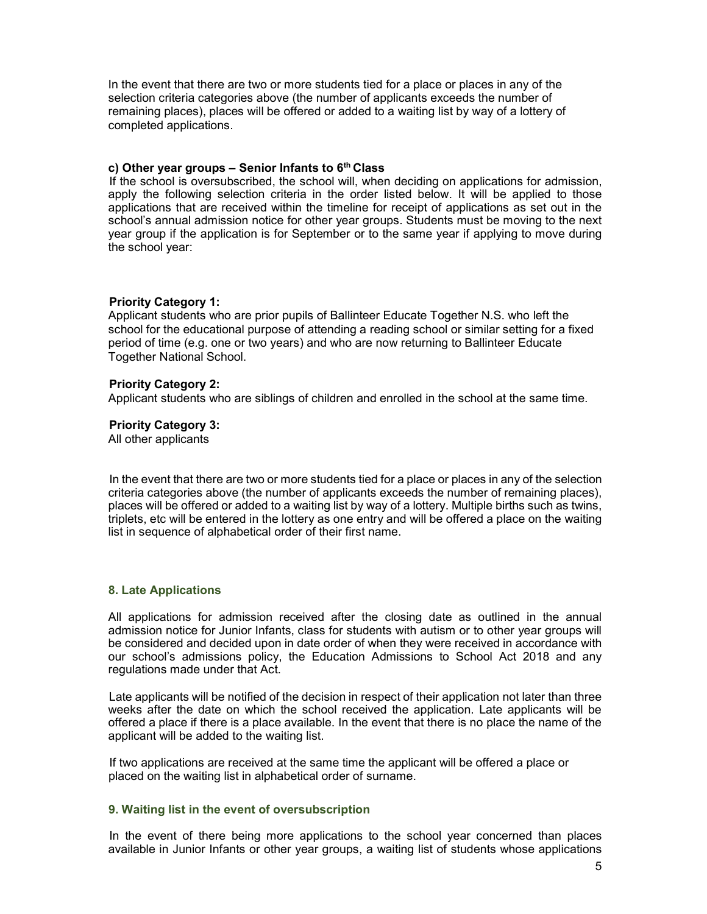In the event that there are two or more students tied for a place or places in any of the selection criteria categories above (the number of applicants exceeds the number of remaining places), places will be offered or added to a waiting list by way of a lottery of completed applications.

#### c) Other year groups – Senior Infants to 6th Class

If the school is oversubscribed, the school will, when deciding on applications for admission, apply the following selection criteria in the order listed below. It will be applied to those applications that are received within the timeline for receipt of applications as set out in the school's annual admission notice for other year groups. Students must be moving to the next year group if the application is for September or to the same year if applying to move during the school year:

**Priority Category 1:**
Applicant students who are prior pupils of Ballinteer Educate Together N.S. who left the school for the educational purpose of attending a reading school or similar setting for a fixed period of time (e.g. one or two years) and who are now returning to Ballinteer Educate Together National School.

**Priority Category 2:**
Applicant students who are siblings of children and enrolled in the school at the same time.

**Priority Category 3:**
All other applicants

In the event that there are two or more students tied for a place or places in any of the selection criteria categories above (the number of applicants exceeds the number of remaining places), places will be offered or added to a waiting list by way of a lottery. Multiple births such as twins, triplets, etc will be entered in the lottery as one entry and will be offered a place on the waiting list in sequence of alphabetical order of their first name.

### 8. Late Applications

All applications for admission received after the closing date as outlined in the annual admission notice for Junior Infants, class for students with autism or to other year groups will be considered and decided upon in date order of when they were received in accordance with our school's admissions policy, the Education Admissions to School Act 2018 and any regulations made under that Act.

Late applicants will be notified of the decision in respect of their application not later than three weeks after the date on which the school received the application. Late applicants will be offered a place if there is a place available. In the event that there is no place the name of the applicant will be added to the waiting list.

If two applications are received at the same time the applicant will be offered a place or placed on the waiting list in alphabetical order of surname.

### 9. Waiting list in the event of oversubscription

In the event of there being more applications to the school year concerned than places available in Junior Infants or other year groups, a waiting list of students whose applications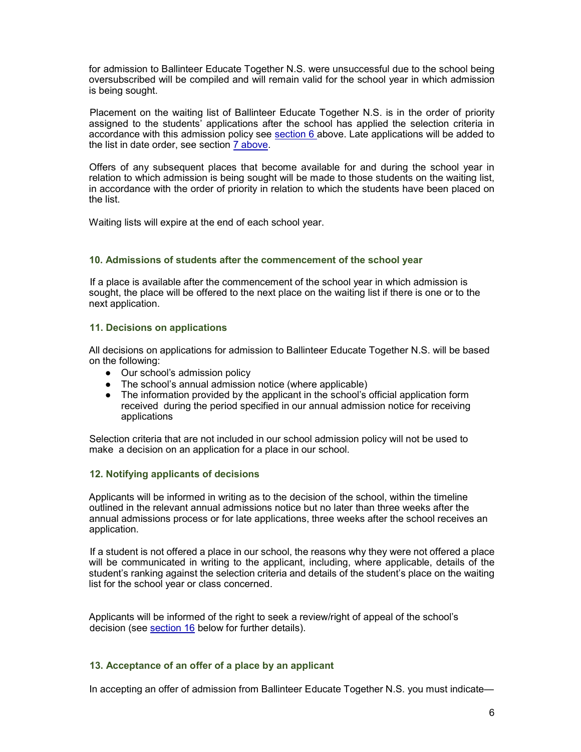for admission to Ballinteer Educate Together N.S. were unsuccessful due to the school being oversubscribed will be compiled and will remain valid for the school year in which admission is being sought.

Placement on the waiting list of Ballinteer Educate Together N.S. is in the order of priority assigned to the students' applications after the school has applied the selection criteria in accordance with this admission policy see section 6 above. Late applications will be added to the list in date order, see section 7 above.

Offers of any subsequent places that become available for and during the school year in relation to which admission is being sought will be made to those students on the waiting list, in accordance with the order of priority in relation to which the students have been placed on the list.

Waiting lists will expire at the end of each school year.

### 10. Admissions of students after the commencement of the school year

If a place is available after the commencement of the school year in which admission is sought, the place will be offered to the next place on the waiting list if there is one or to the next application.

### 11. Decisions on applications

All decisions on applications for admission to Ballinteer Educate Together N.S. will be based on the following:

- Our school's admission policy
- The school's annual admission notice (where applicable)
- The information provided by the applicant in the school's official application form received during the period specified in our annual admission notice for receiving applications

Selection criteria that are not included in our school admission policy will not be used to make a decision on an application for a place in our school.

### 12. Notifying applicants of decisions

Applicants will be informed in writing as to the decision of the school, within the timeline outlined in the relevant annual admissions notice but no later than three weeks after the annual admissions process or for late applications, three weeks after the school receives an application.

If a student is not offered a place in our school, the reasons why they were not offered a place will be communicated in writing to the applicant, including, where applicable, details of the student's ranking against the selection criteria and details of the student's place on the waiting list for the school year or class concerned.

Applicants will be informed of the right to seek a review/right of appeal of the school's decision (see section 16 below for further details).

### 13. Acceptance of an offer of a place by an applicant

In accepting an offer of admission from Ballinteer Educate Together N.S. you must indicate—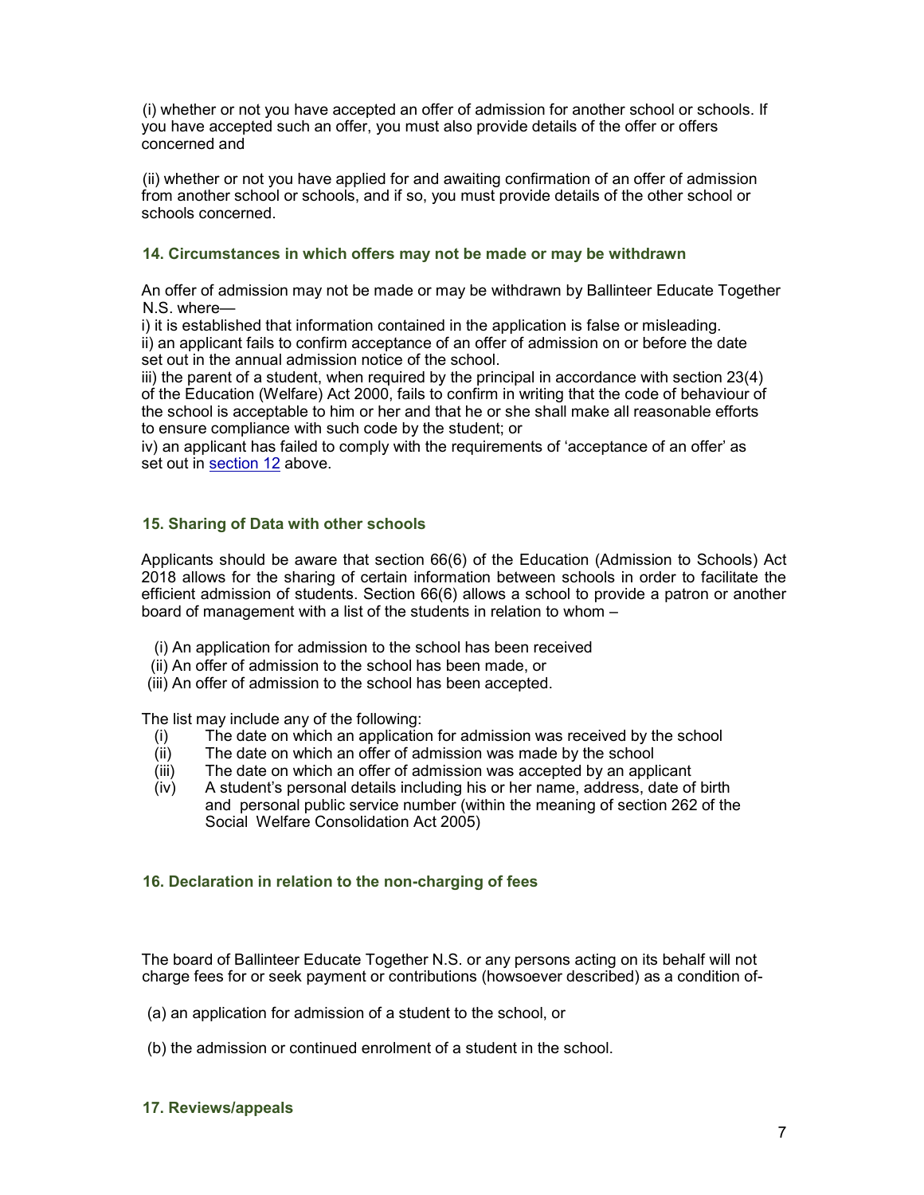(i) whether or not you have accepted an offer of admission for another school or schools. If you have accepted such an offer, you must also provide details of the offer or offers concerned and

(ii) whether or not you have applied for and awaiting confirmation of an offer of admission from another school or schools, and if so, you must provide details of the other school or schools concerned.

### 14. Circumstances in which offers may not be made or may be withdrawn

An offer of admission may not be made or may be withdrawn by Ballinteer Educate Together N.S. where—

i) it is established that information contained in the application is false or misleading.
ii) an applicant fails to confirm acceptance of an offer of admission on or before the date set out in the annual admission notice of the school.
iii) the parent of a student, when required by the principal in accordance with section 23(4) of the Education (Welfare) Act 2000, fails to confirm in writing that the code of behaviour of the school is acceptable to him or her and that he or she shall make all reasonable efforts to ensure compliance with such code by the student; or
iv) an applicant has failed to comply with the requirements of 'acceptance of an offer' as set out in section 12 above.

### 15. Sharing of Data with other schools

Applicants should be aware that section 66(6) of the Education (Admission to Schools) Act 2018 allows for the sharing of certain information between schools in order to facilitate the efficient admission of students. Section 66(6) allows a school to provide a patron or another board of management with a list of the students in relation to whom –

(i) An application for admission to the school has been received
(ii) An offer of admission to the school has been made, or
(iii) An offer of admission to the school has been accepted.

The list may include any of the following:

(i) The date on which an application for admission was received by the school
(ii) The date on which an offer of admission was made by the school
(iii) The date on which an offer of admission was accepted by an applicant
(iv) A student's personal details including his or her name, address, date of birth and personal public service number (within the meaning of section 262 of the Social Welfare Consolidation Act 2005)

### 16. Declaration in relation to the non-charging of fees

The board of Ballinteer Educate Together N.S. or any persons acting on its behalf will not charge fees for or seek payment or contributions (howsoever described) as a condition of-

(a) an application for admission of a student to the school, or

(b) the admission or continued enrolment of a student in the school.

### 17. Reviews/appeals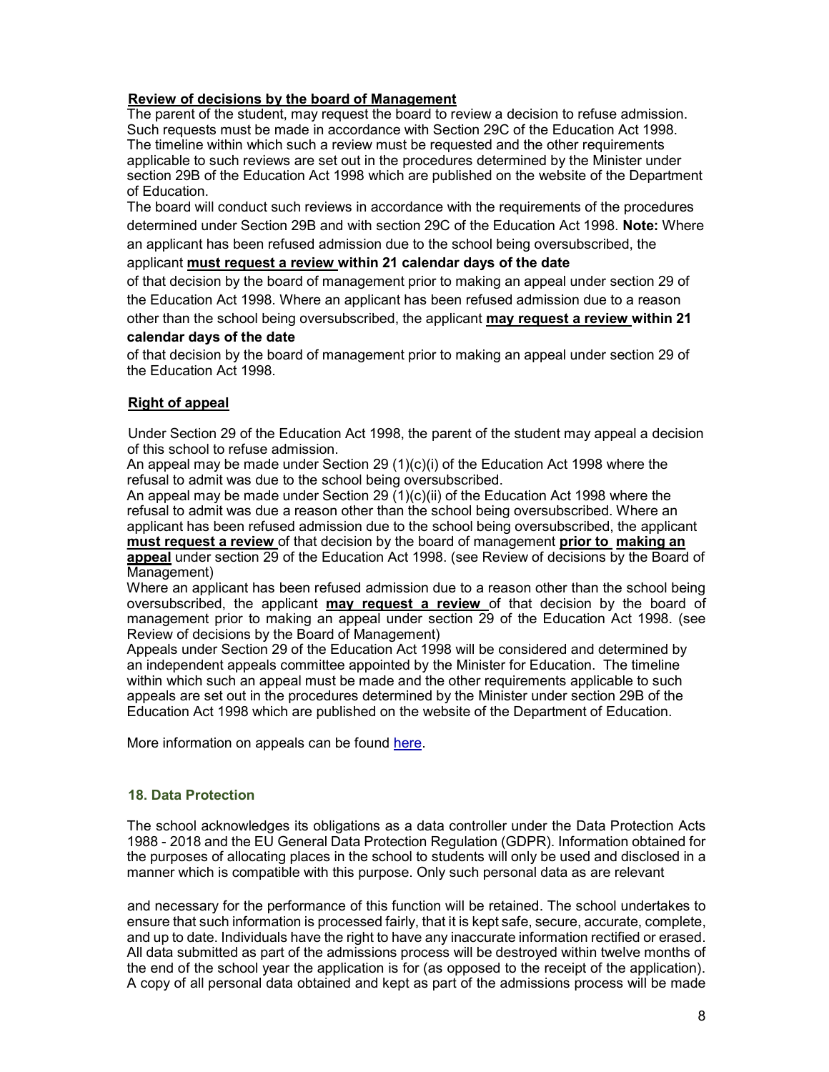**Review of decisions by the board of Management**

The parent of the student, may request the board to review a decision to refuse admission. Such requests must be made in accordance with Section 29C of the Education Act 1998. The timeline within which such a review must be requested and the other requirements applicable to such reviews are set out in the procedures determined by the Minister under section 29B of the Education Act 1998 which are published on the website of the Department of Education.

The board will conduct such reviews in accordance with the requirements of the procedures determined under Section 29B and with section 29C of the Education Act 1998. **Note:** Where an applicant has been refused admission due to the school being oversubscribed, the applicant **must request a review within 21 calendar days of the date** of that decision by the board of management prior to making an appeal under section 29 of the Education Act 1998. Where an applicant has been refused admission due to a reason other than the school being oversubscribed, the applicant **may request a review within 21 calendar days of the date** of that decision by the board of management prior to making an appeal under section 29 of the Education Act 1998.

**Right of appeal**

Under Section 29 of the Education Act 1998, the parent of the student may appeal a decision of this school to refuse admission.

An appeal may be made under Section 29 (1)(c)(i) of the Education Act 1998 where the refusal to admit was due to the school being oversubscribed.

An appeal may be made under Section 29 (1)(c)(ii) of the Education Act 1998 where the refusal to admit was due a reason other than the school being oversubscribed. Where an applicant has been refused admission due to the school being oversubscribed, the applicant **must request a review** of that decision by the board of management **prior to making an appeal** under section 29 of the Education Act 1998. (see Review of decisions by the Board of Management)

Where an applicant has been refused admission due to a reason other than the school being oversubscribed, the applicant **may request a review** of that decision by the board of management prior to making an appeal under section 29 of the Education Act 1998. (see Review of decisions by the Board of Management)

Appeals under Section 29 of the Education Act 1998 will be considered and determined by an independent appeals committee appointed by the Minister for Education. The timeline within which such an appeal must be made and the other requirements applicable to such appeals are set out in the procedures determined by the Minister under section 29B of the Education Act 1998 which are published on the website of the Department of Education.

More information on appeals can be found here.

### 18. Data Protection

The school acknowledges its obligations as a data controller under the Data Protection Acts 1988 - 2018 and the EU General Data Protection Regulation (GDPR). Information obtained for the purposes of allocating places in the school to students will only be used and disclosed in a manner which is compatible with this purpose. Only such personal data as are relevant and necessary for the performance of this function will be retained. The school undertakes to ensure that such information is processed fairly, that it is kept safe, secure, accurate, complete, and up to date. Individuals have the right to have any inaccurate information rectified or erased. All data submitted as part of the admissions process will be destroyed within twelve months of the end of the school year the application is for (as opposed to the receipt of the application). A copy of all personal data obtained and kept as part of the admissions process will be made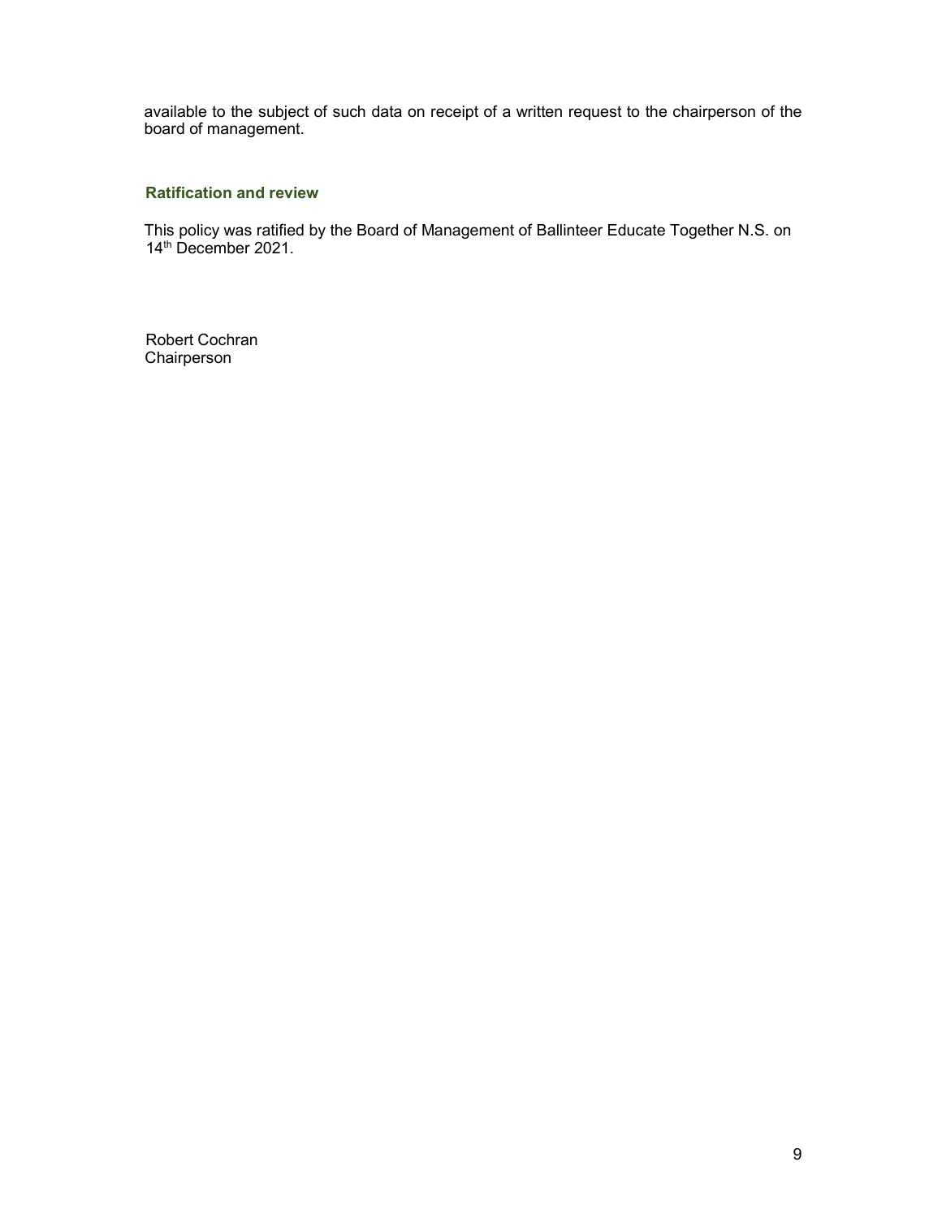available to the subject of such data on receipt of a written request to the chairperson of the board of management.

### Ratification and review

This policy was ratified by the Board of Management of Ballinteer Educate Together N.S. on 14th December 2021.

Robert Cochran
Chairperson